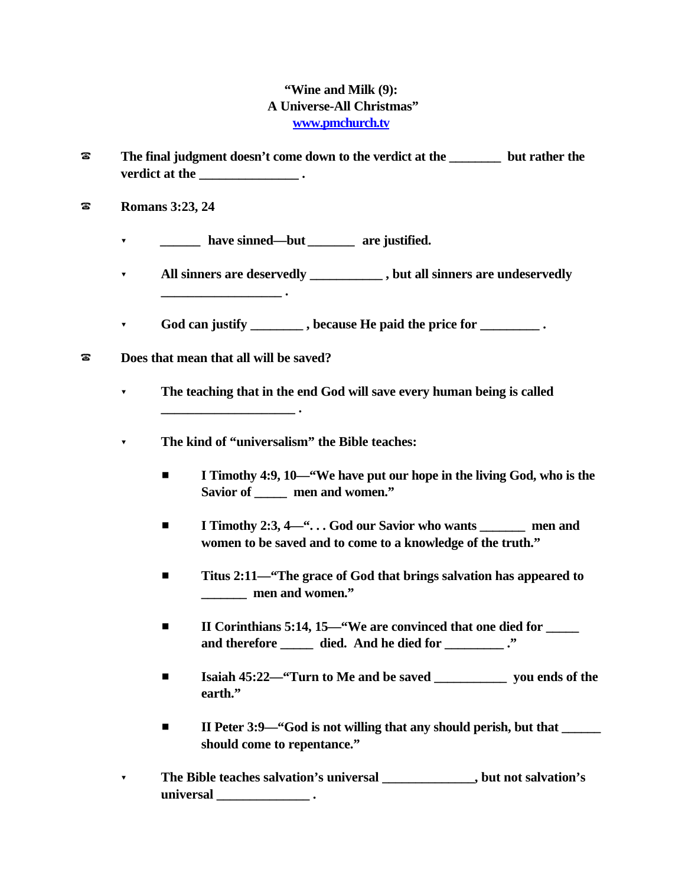**"Wine and Milk (9):**
**A Universe-All Christmas"**
**[www.pmchurch.tv](http://www.pmchurch.tv)**

- **The final judgment doesn't come down to the verdict at the ________ but rather the verdict at the _______________ .**

- **Romans 3:23, 24**

    - **______ have sinned—but _______ are justified.**

    - **All sinners are deservedly ___________ , but all sinners are undeservedly __________________ .**

    - **God can justify ________ , because He paid the price for _________ .**

- **Does that mean that all will be saved?**

    - **The teaching that in the end God will save every human being is called ____________________ .**

    - **The kind of "universalism" the Bible teaches:**

        - **I Timothy 4:9, 10—"We have put our hope in the living God, who is the Savior of _____ men and women."**

        - **I Timothy 2:3, 4—". . . God our Savior who wants _______ men and women to be saved and to come to a knowledge of the truth."**

        - **Titus 2:11—"The grace of God that brings salvation has appeared to _______ men and women."**

        - **II Corinthians 5:14, 15—"We are convinced that one died for _____ and therefore _____ died. And he died for _________ ."**

        - **Isaiah 45:22—"Turn to Me and be saved ___________ you ends of the earth."**

        - **II Peter 3:9—"God is not willing that any should perish, but that ______ should come to repentance."**

    - **The Bible teaches salvation's universal ______________, but not salvation's universal ______________ .**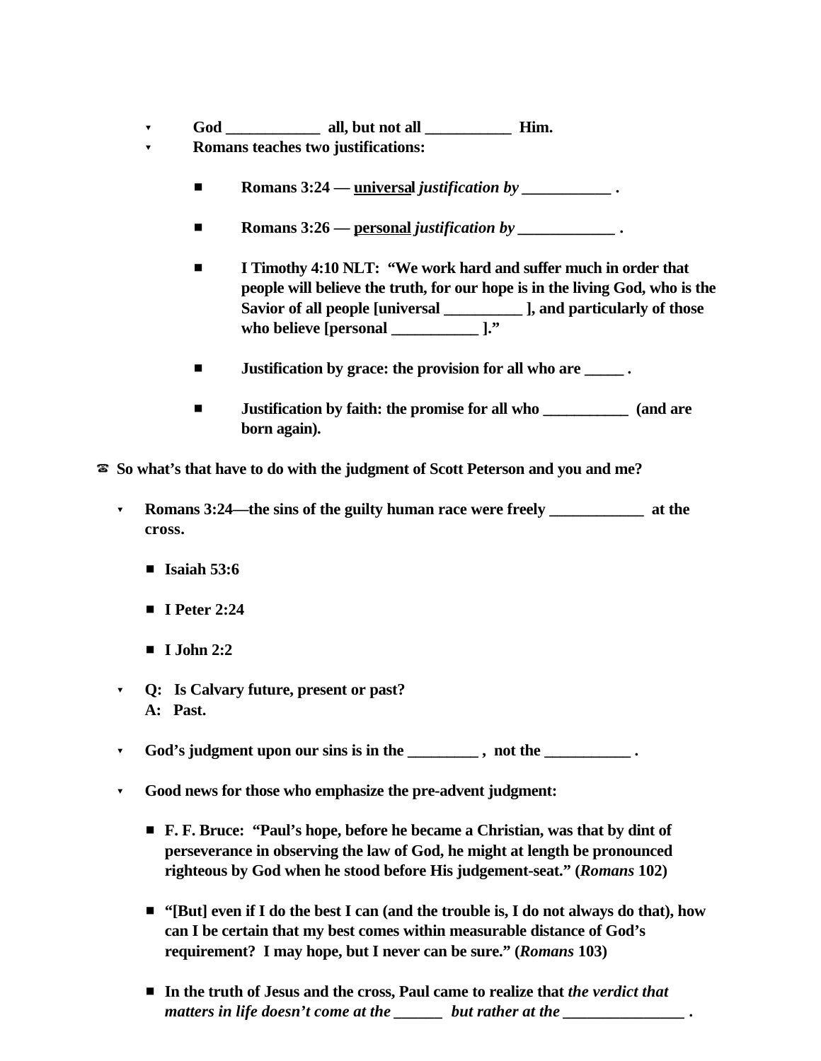- **God ____________ all, but not all ___________ Him.**
- **Romans teaches two justifications:**

  - **Romans 3:24 — <u>universal</u> *justification by* ___________ .**

  - **Romans 3:26 — <u>personal</u> *justification by* ____________ .**

  - **I Timothy 4:10 NLT: "We work hard and suffer much in order that people will believe the truth, for our hope is in the living God, who is the Savior of all people [universal __________ ], and particularly of those who believe [personal ___________ ]."**

  - **Justification by grace: the provision for all who are _____ .**

  - **Justification by faith: the promise for all who ___________ (and are born again).**

**So what's that have to do with the judgment of Scott Peterson and you and me?**

- **Romans 3:24—the sins of the guilty human race were freely ____________ at the cross.**

  - **Isaiah 53:6**

  - **I Peter 2:24**

  - **I John 2:2**

- **Q: Is Calvary future, present or past?**
  **A: Past.**

- **God's judgment upon our sins is in the _________ , not the ___________ .**

- **Good news for those who emphasize the pre-advent judgment:**

  - **F. F. Bruce: "Paul's hope, before he became a Christian, was that by dint of perseverance in observing the law of God, he might at length be pronounced righteous by God when he stood before His judgement-seat." (*Romans* 102)**

  - **"[But] even if I do the best I can (and the trouble is, I do not always do that), how can I be certain that my best comes within measurable distance of God's requirement? I may hope, but I never can be sure." (*Romans* 103)**

  - **In the truth of Jesus and the cross, Paul came to realize that *the verdict that matters in life doesn't come at the ______ but rather at the _______________ .***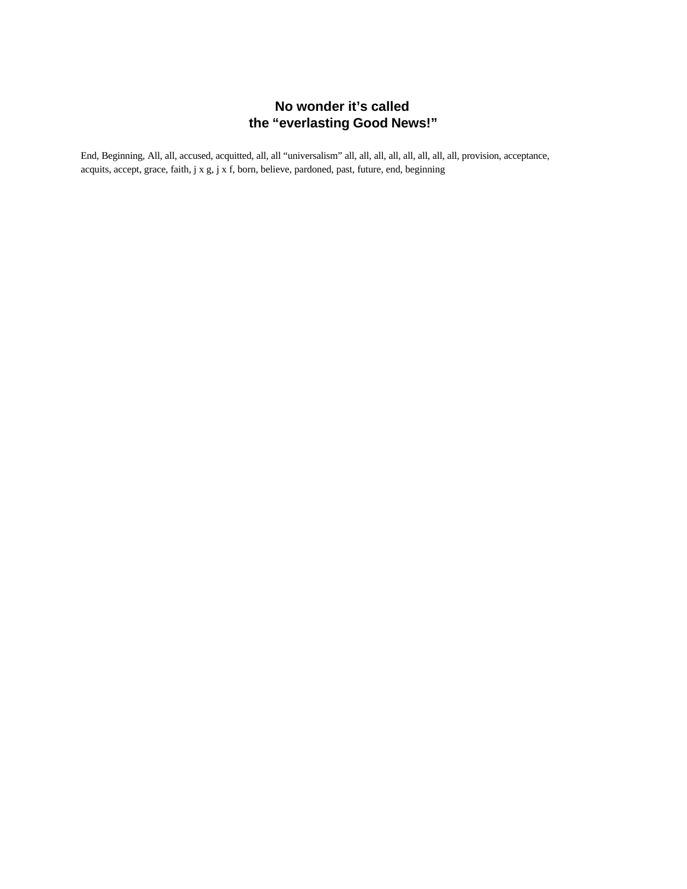## No wonder it's called the "everlasting Good News!"

End, Beginning, All, all, accused, acquitted, all, all "universalism" all, all, all, all, all, all, all, all, provision, acceptance, acquits, accept, grace, faith, j x g, j x f, born, believe, pardoned, past, future, end, beginning